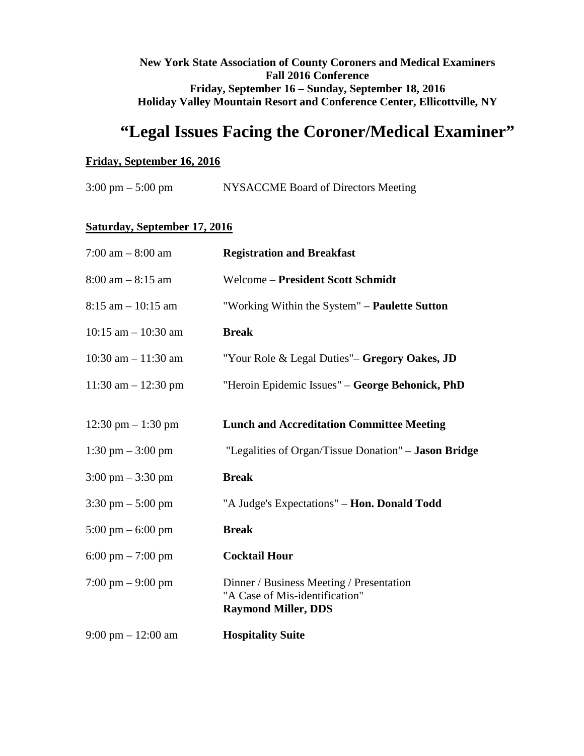**New York State Association of County Coroners and Medical Examiners**
**Fall 2016 Conference**
**Friday, September 16 – Sunday, September 18, 2016**
**Holiday Valley Mountain Resort and Conference Center, Ellicottville, NY**

# "Legal Issues Facing the Coroner/Medical Examiner"

**Friday, September 16, 2016**

| | |
|---|---|
| 3:00 pm – 5:00 pm | NYSACCME Board of Directors Meeting |

**Saturday, September 17, 2016**

| | |
|---|---|
| 7:00 am – 8:00 am | **Registration and Breakfast** |
| 8:00 am – 8:15 am | Welcome – **President Scott Schmidt** |
| 8:15 am – 10:15 am | "Working Within the System" – **Paulette Sutton** |
| 10:15 am – 10:30 am | **Break** |
| 10:30 am – 11:30 am | "Your Role & Legal Duties"– **Gregory Oakes, JD** |
| 11:30 am – 12:30 pm | "Heroin Epidemic Issues" – **George Behonick, PhD** |
| 12:30 pm – 1:30 pm | **Lunch and Accreditation Committee Meeting** |
| 1:30 pm – 3:00 pm | "Legalities of Organ/Tissue Donation" – **Jason Bridge** |
| 3:00 pm – 3:30 pm | **Break** |
| 3:30 pm – 5:00 pm | "A Judge's Expectations" – **Hon. Donald Todd** |
| 5:00 pm – 6:00 pm | **Break** |
| 6:00 pm – 7:00 pm | **Cocktail Hour** |
| 7:00 pm – 9:00 pm | Dinner / Business Meeting / Presentation<br>"A Case of Mis-identification"<br>**Raymond Miller, DDS** |
| 9:00 pm – 12:00 am | **Hospitality Suite** |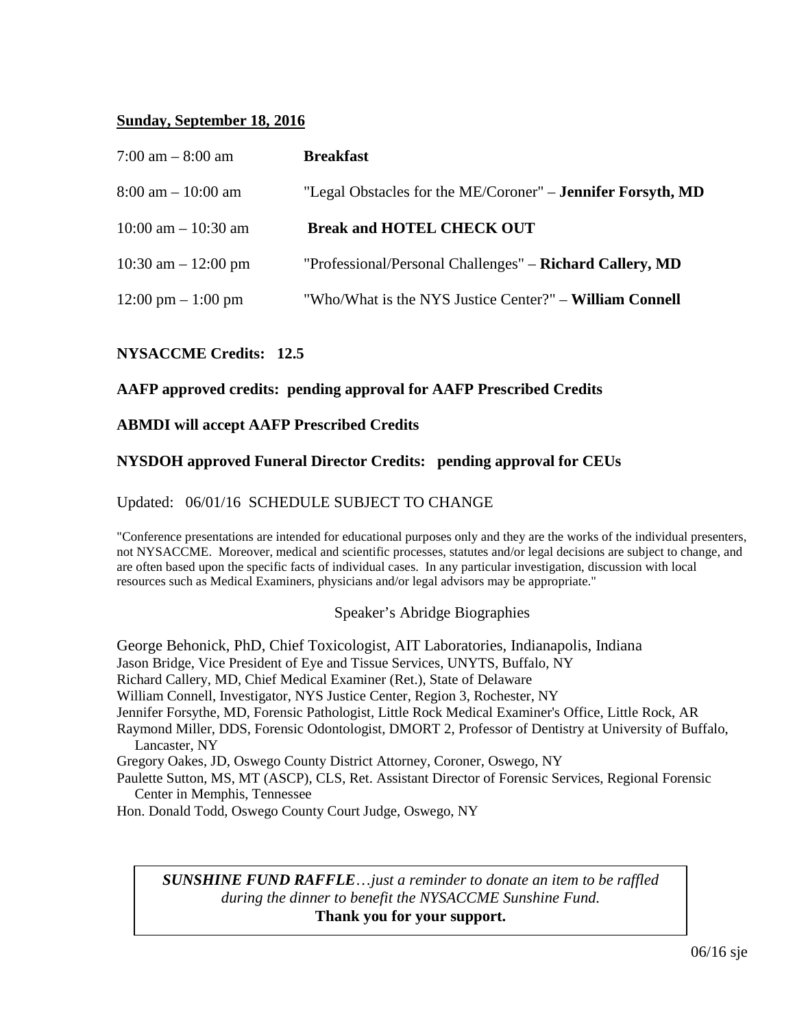**Sunday, September 18, 2016**

| | |
|---|---|
| 7:00 am – 8:00 am | **Breakfast** |
| 8:00 am – 10:00 am | "Legal Obstacles for the ME/Coroner" – **Jennifer Forsyth, MD** |
| 10:00 am – 10:30 am | **Break and HOTEL CHECK OUT** |
| 10:30 am – 12:00 pm | "Professional/Personal Challenges" – **Richard Callery, MD** |
| 12:00 pm – 1:00 pm | "Who/What is the NYS Justice Center?" – **William Connell** |

**NYSACCME Credits: 12.5**

**AAFP approved credits: pending approval for AAFP Prescribed Credits**

**ABMDI will accept AAFP Prescribed Credits**

**NYSDOH approved Funeral Director Credits: pending approval for CEUs**

Updated: 06/01/16 SCHEDULE SUBJECT TO CHANGE

"Conference presentations are intended for educational purposes only and they are the works of the individual presenters, not NYSACCME. Moreover, medical and scientific processes, statutes and/or legal decisions are subject to change, and are often based upon the specific facts of individual cases. In any particular investigation, discussion with local resources such as Medical Examiners, physicians and/or legal advisors may be appropriate."

Speaker's Abridge Biographies

George Behonick, PhD, Chief Toxicologist, AIT Laboratories, Indianapolis, Indiana
Jason Bridge, Vice President of Eye and Tissue Services, UNYTS, Buffalo, NY
Richard Callery, MD, Chief Medical Examiner (Ret.), State of Delaware
William Connell, Investigator, NYS Justice Center, Region 3, Rochester, NY
Jennifer Forsythe, MD, Forensic Pathologist, Little Rock Medical Examiner's Office, Little Rock, AR
Raymond Miller, DDS, Forensic Odontologist, DMORT 2, Professor of Dentistry at University of Buffalo, Lancaster, NY
Gregory Oakes, JD, Oswego County District Attorney, Coroner, Oswego, NY
Paulette Sutton, MS, MT (ASCP), CLS, Ret. Assistant Director of Forensic Services, Regional Forensic Center in Memphis, Tennessee
Hon. Donald Todd, Oswego County Court Judge, Oswego, NY

***SUNSHINE FUND RAFFLE****…just a reminder to donate an item to be raffled during the dinner to benefit the NYSACCME Sunshine Fund.*
**Thank you for your support.**

06/16 sje